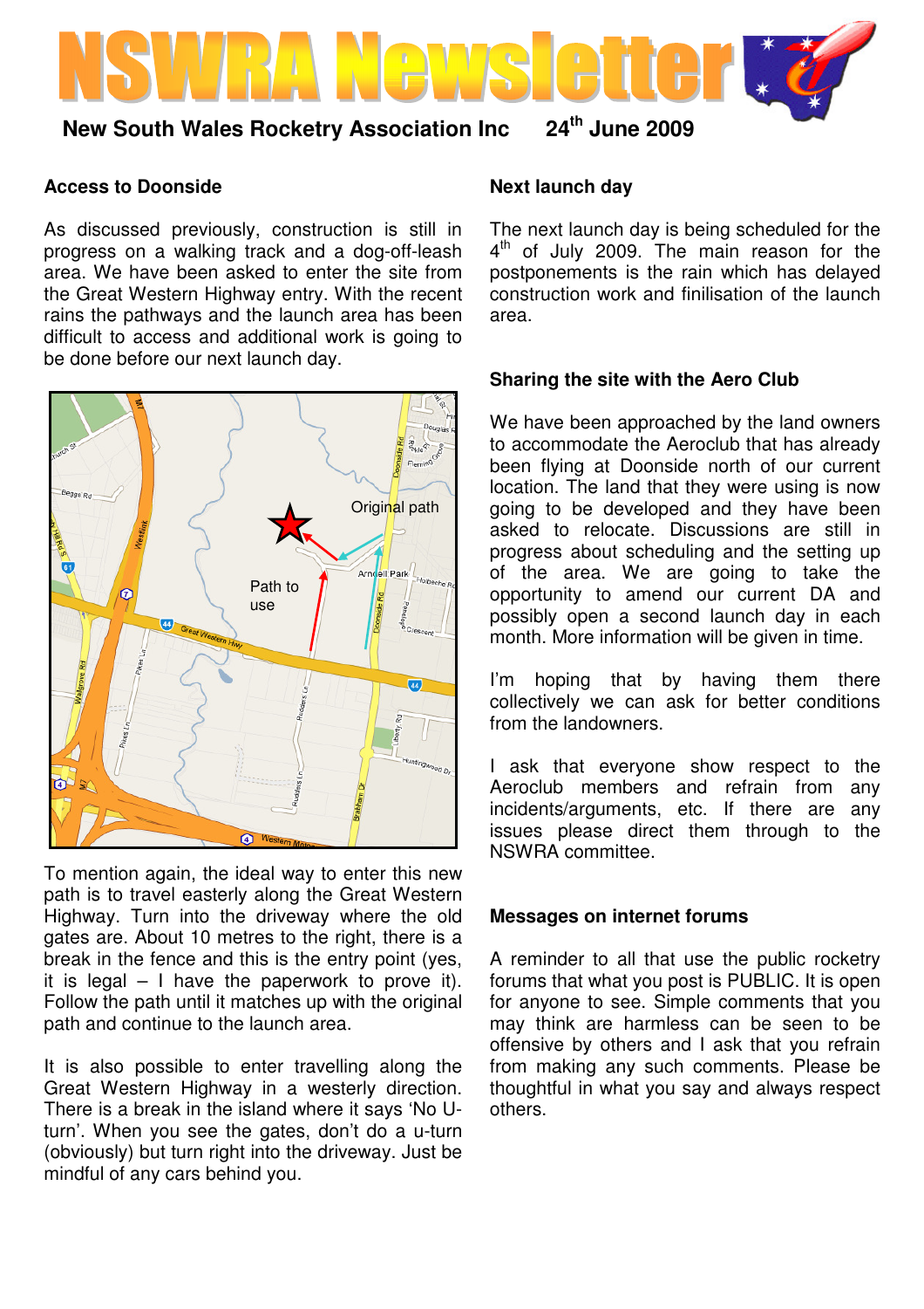# NSWRA Newsletter

**New South Wales Rocketry Association Inc** **24th June 2009**

## Access to Doonside

As discussed previously, construction is still in progress on a walking track and a dog-off-leash area. We have been asked to enter the site from the Great Western Highway entry. With the recent rains the pathways and the launch area has been difficult to access and additional work is going to be done before our next launch day.

To mention again, the ideal way to enter this new path is to travel easterly along the Great Western Highway. Turn into the driveway where the old gates are. About 10 metres to the right, there is a break in the fence and this is the entry point (yes, it is legal – I have the paperwork to prove it). Follow the path until it matches up with the original path and continue to the launch area.

It is also possible to enter travelling along the Great Western Highway in a westerly direction. There is a break in the island where it says 'No U-turn'. When you see the gates, don't do a u-turn (obviously) but turn right into the driveway. Just be mindful of any cars behind you.

## Next launch day

The next launch day is being scheduled for the 4th of July 2009. The main reason for the postponements is the rain which has delayed construction work and finilisation of the launch area.

## Sharing the site with the Aero Club

We have been approached by the land owners to accommodate the Aeroclub that has already been flying at Doonside north of our current location. The land that they were using is now going to be developed and they have been asked to relocate. Discussions are still in progress about scheduling and the setting up of the area. We are going to take the opportunity to amend our current DA and possibly open a second launch day in each month. More information will be given in time.

I'm hoping that by having them there collectively we can ask for better conditions from the landowners.

I ask that everyone show respect to the Aeroclub members and refrain from any incidents/arguments, etc. If there are any issues please direct them through to the NSWRA committee.

## Messages on internet forums

A reminder to all that use the public rocketry forums that what you post is PUBLIC. It is open for anyone to see. Simple comments that you may think are harmless can be seen to be offensive by others and I ask that you refrain from making any such comments. Please be thoughtful in what you say and always respect others.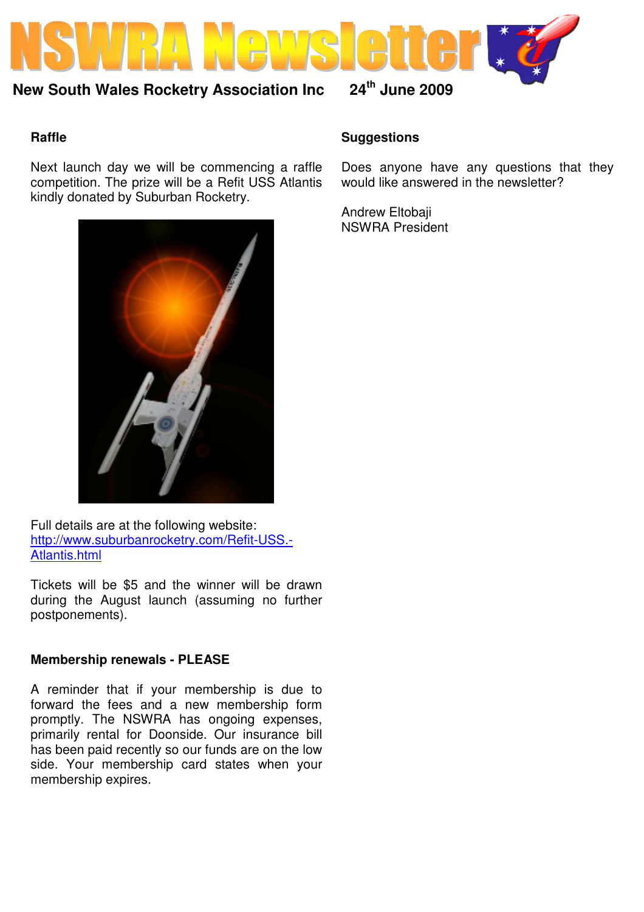# NSWRA Newsletter

**New South Wales Rocketry Association Inc** **24th June 2009**

### Raffle

Next launch day we will be commencing a raffle competition. The prize will be a Refit USS Atlantis kindly donated by Suburban Rocketry.

Full details are at the following website: http://www.suburbanrocketry.com/Refit-USS.-Atlantis.html

Tickets will be $5 and the winner will be drawn during the August launch (assuming no further postponements).

### Membership renewals - PLEASE

A reminder that if your membership is due to forward the fees and a new membership form promptly. The NSWRA has ongoing expenses, primarily rental for Doonside. Our insurance bill has been paid recently so our funds are on the low side. Your membership card states when your membership expires.

### Suggestions

Does anyone have any questions that they would like answered in the newsletter?

Andrew Eltobaji
NSWRA President